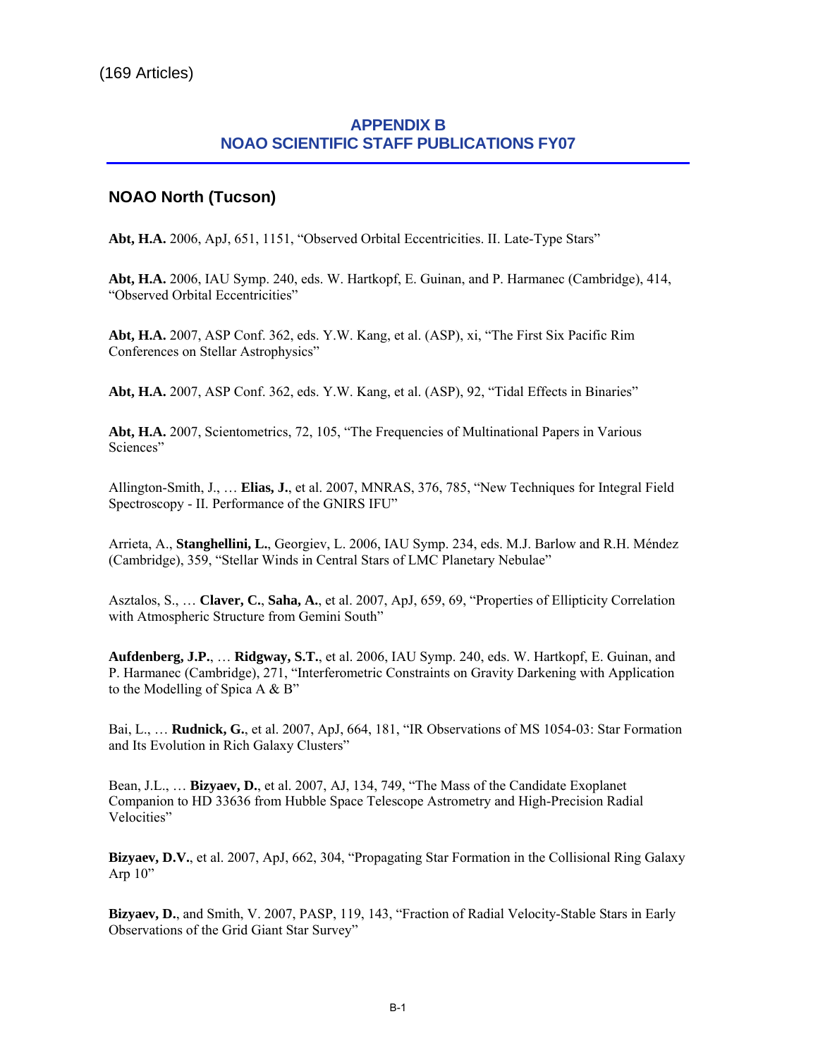(169 Articles)

# APPENDIX B
# NOAO SCIENTIFIC STAFF PUBLICATIONS FY07

## NOAO North (Tucson)

**Abt, H.A.** 2006, ApJ, 651, 1151, “Observed Orbital Eccentricities. II. Late-Type Stars”

**Abt, H.A.** 2006, IAU Symp. 240, eds. W. Hartkopf, E. Guinan, and P. Harmanec (Cambridge), 414, “Observed Orbital Eccentricities”

**Abt, H.A.** 2007, ASP Conf. 362, eds. Y.W. Kang, et al. (ASP), xi, “The First Six Pacific Rim Conferences on Stellar Astrophysics”

**Abt, H.A.** 2007, ASP Conf. 362, eds. Y.W. Kang, et al. (ASP), 92, “Tidal Effects in Binaries”

**Abt, H.A.** 2007, Scientometrics, 72, 105, “The Frequencies of Multinational Papers in Various Sciences”

Allington-Smith, J., … **Elias, J.**, et al. 2007, MNRAS, 376, 785, “New Techniques for Integral Field Spectroscopy - II. Performance of the GNIRS IFU”

Arrieta, A., **Stanghellini, L.**, Georgiev, L. 2006, IAU Symp. 234, eds. M.J. Barlow and R.H. Méndez (Cambridge), 359, “Stellar Winds in Central Stars of LMC Planetary Nebulae”

Asztalos, S., … **Claver, C.**, **Saha, A.**, et al. 2007, ApJ, 659, 69, “Properties of Ellipticity Correlation with Atmospheric Structure from Gemini South”

**Aufdenberg, J.P.**, … **Ridgway, S.T.**, et al. 2006, IAU Symp. 240, eds. W. Hartkopf, E. Guinan, and P. Harmanec (Cambridge), 271, “Interferometric Constraints on Gravity Darkening with Application to the Modelling of Spica A & B”

Bai, L., … **Rudnick, G.**, et al. 2007, ApJ, 664, 181, “IR Observations of MS 1054-03: Star Formation and Its Evolution in Rich Galaxy Clusters”

Bean, J.L., … **Bizyaev, D.**, et al. 2007, AJ, 134, 749, “The Mass of the Candidate Exoplanet Companion to HD 33636 from Hubble Space Telescope Astrometry and High-Precision Radial Velocities”

**Bizyaev, D.V.**, et al. 2007, ApJ, 662, 304, “Propagating Star Formation in the Collisional Ring Galaxy Arp 10”

**Bizyaev, D.**, and Smith, V. 2007, PASP, 119, 143, “Fraction of Radial Velocity-Stable Stars in Early Observations of the Grid Giant Star Survey”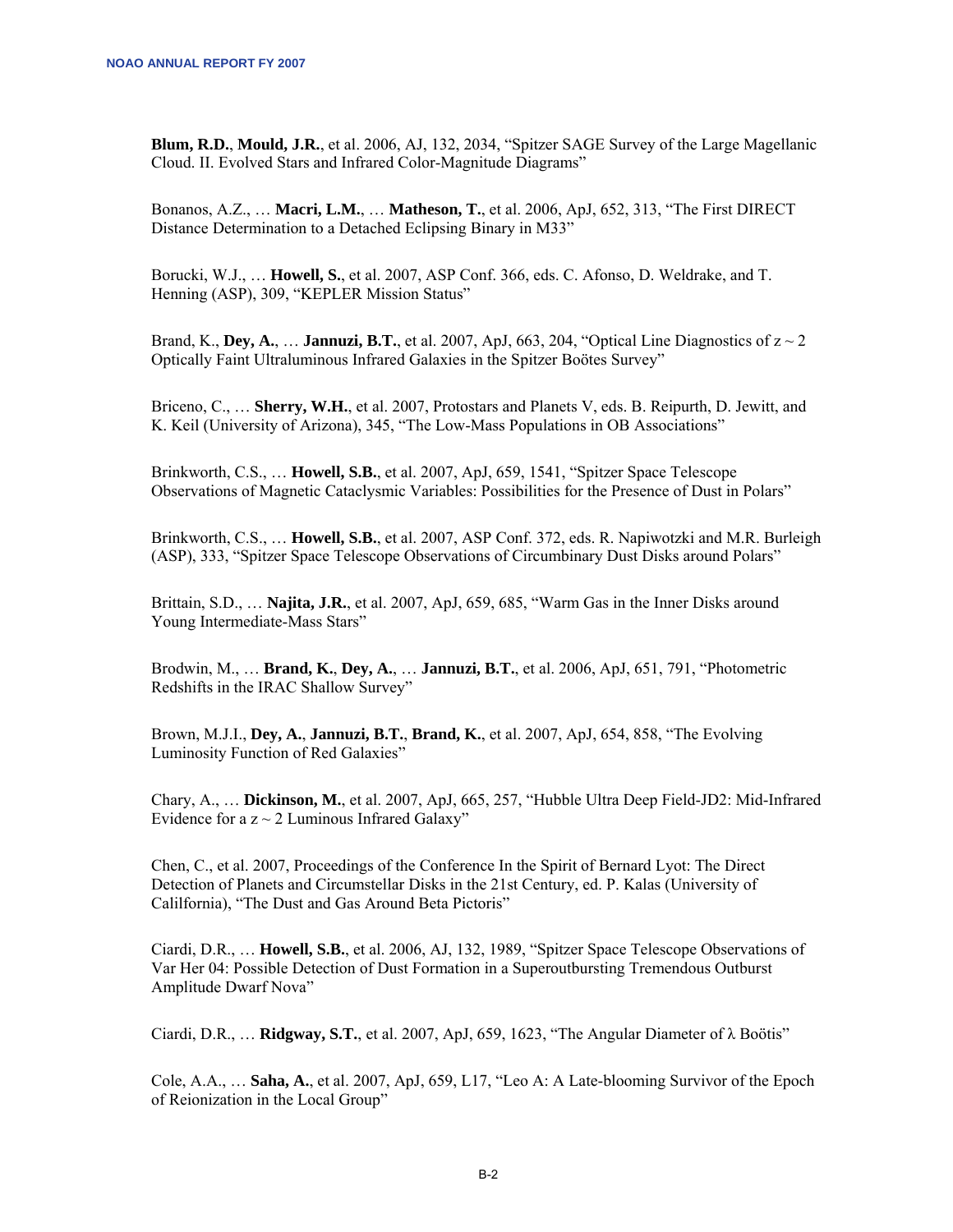**Blum, R.D.**, **Mould, J.R.**, et al. 2006, AJ, 132, 2034, "Spitzer SAGE Survey of the Large Magellanic Cloud. II. Evolved Stars and Infrared Color-Magnitude Diagrams"

Bonanos, A.Z., … **Macri, L.M.**, … **Matheson, T.**, et al. 2006, ApJ, 652, 313, "The First DIRECT Distance Determination to a Detached Eclipsing Binary in M33"

Borucki, W.J., … **Howell, S.**, et al. 2007, ASP Conf. 366, eds. C. Afonso, D. Weldrake, and T. Henning (ASP), 309, "KEPLER Mission Status"

Brand, K., **Dey, A.**, … **Jannuzi, B.T.**, et al. 2007, ApJ, 663, 204, "Optical Line Diagnostics of $z \sim 2$ Optically Faint Ultraluminous Infrared Galaxies in the Spitzer Boötes Survey"

Briceno, C., … **Sherry, W.H.**, et al. 2007, Protostars and Planets V, eds. B. Reipurth, D. Jewitt, and K. Keil (University of Arizona), 345, "The Low-Mass Populations in OB Associations"

Brinkworth, C.S., … **Howell, S.B.**, et al. 2007, ApJ, 659, 1541, "Spitzer Space Telescope Observations of Magnetic Cataclysmic Variables: Possibilities for the Presence of Dust in Polars"

Brinkworth, C.S., … **Howell, S.B.**, et al. 2007, ASP Conf. 372, eds. R. Napiwotzki and M.R. Burleigh (ASP), 333, "Spitzer Space Telescope Observations of Circumbinary Dust Disks around Polars"

Brittain, S.D., … **Najita, J.R.**, et al. 2007, ApJ, 659, 685, "Warm Gas in the Inner Disks around Young Intermediate-Mass Stars"

Brodwin, M., … **Brand, K.**, **Dey, A.**, … **Jannuzi, B.T.**, et al. 2006, ApJ, 651, 791, "Photometric Redshifts in the IRAC Shallow Survey"

Brown, M.J.I., **Dey, A.**, **Jannuzi, B.T.**, **Brand, K.**, et al. 2007, ApJ, 654, 858, "The Evolving Luminosity Function of Red Galaxies"

Chary, A., … **Dickinson, M.**, et al. 2007, ApJ, 665, 257, "Hubble Ultra Deep Field-JD2: Mid-Infrared Evidence for a $z \sim 2$ Luminous Infrared Galaxy"

Chen, C., et al. 2007, Proceedings of the Conference In the Spirit of Bernard Lyot: The Direct Detection of Planets and Circumstellar Disks in the 21st Century, ed. P. Kalas (University of Calilfornia), "The Dust and Gas Around Beta Pictoris"

Ciardi, D.R., … **Howell, S.B.**, et al. 2006, AJ, 132, 1989, "Spitzer Space Telescope Observations of Var Her 04: Possible Detection of Dust Formation in a Superoutbursting Tremendous Outburst Amplitude Dwarf Nova"

Ciardi, D.R., … **Ridgway, S.T.**, et al. 2007, ApJ, 659, 1623, "The Angular Diameter of λ Boötis"

Cole, A.A., … **Saha, A.**, et al. 2007, ApJ, 659, L17, "Leo A: A Late-blooming Survivor of the Epoch of Reionization in the Local Group"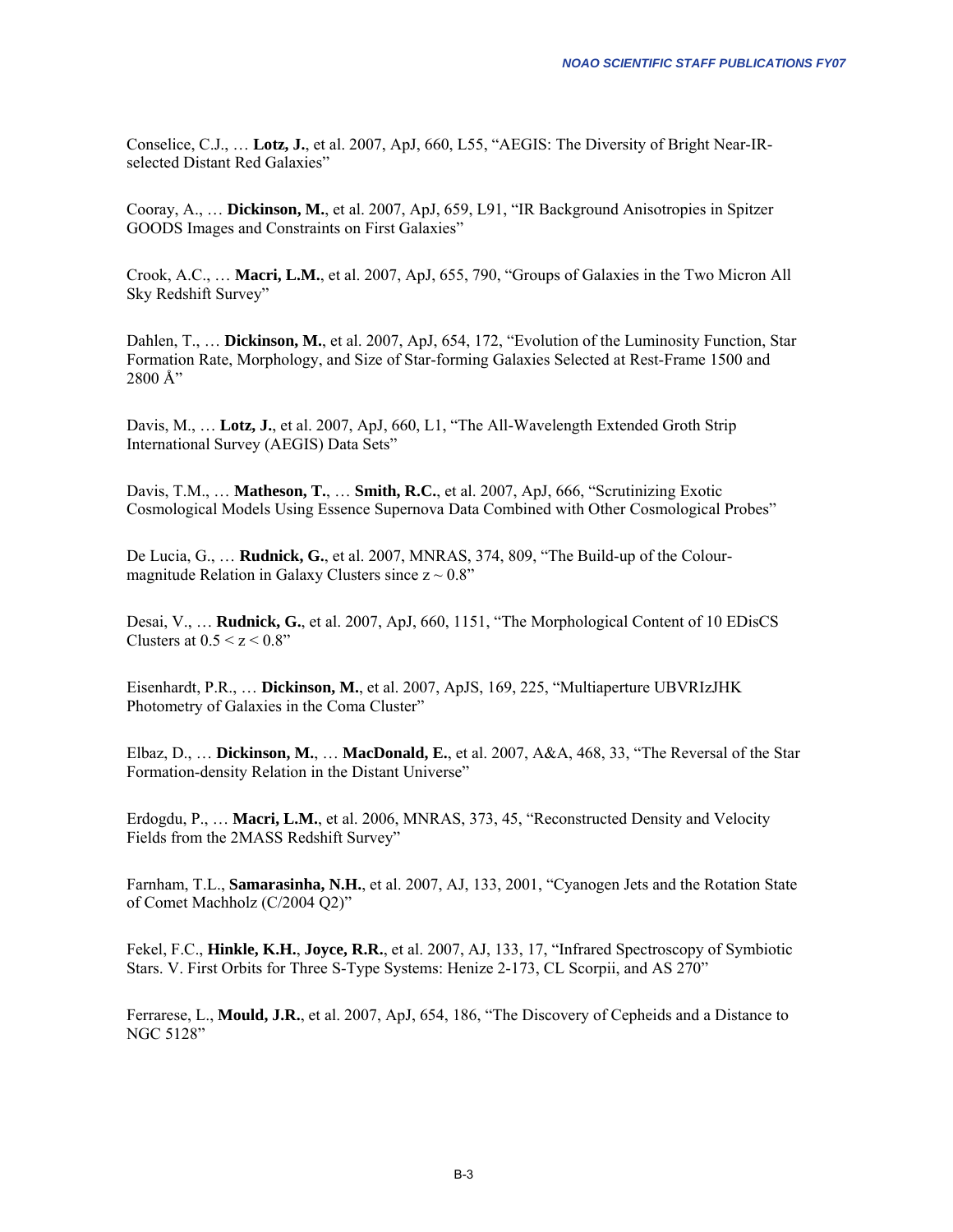Conselice, C.J., … **Lotz, J.**, et al. 2007, ApJ, 660, L55, “AEGIS: The Diversity of Bright Near-IR-selected Distant Red Galaxies”

Cooray, A., … **Dickinson, M.**, et al. 2007, ApJ, 659, L91, “IR Background Anisotropies in Spitzer GOODS Images and Constraints on First Galaxies”

Crook, A.C., … **Macri, L.M.**, et al. 2007, ApJ, 655, 790, “Groups of Galaxies in the Two Micron All Sky Redshift Survey”

Dahlen, T., … **Dickinson, M.**, et al. 2007, ApJ, 654, 172, “Evolution of the Luminosity Function, Star Formation Rate, Morphology, and Size of Star-forming Galaxies Selected at Rest-Frame 1500 and 2800 Å”

Davis, M., … **Lotz, J.**, et al. 2007, ApJ, 660, L1, “The All-Wavelength Extended Groth Strip International Survey (AEGIS) Data Sets”

Davis, T.M., … **Matheson, T.**, … **Smith, R.C.**, et al. 2007, ApJ, 666, “Scrutinizing Exotic Cosmological Models Using Essence Supernova Data Combined with Other Cosmological Probes”

De Lucia, G., … **Rudnick, G.**, et al. 2007, MNRAS, 374, 809, “The Build-up of the Colour-magnitude Relation in Galaxy Clusters since $z \sim 0.8$”

Desai, V., … **Rudnick, G.**, et al. 2007, ApJ, 660, 1151, “The Morphological Content of 10 EDisCS Clusters at $0.5 < z < 0.8$”

Eisenhardt, P.R., … **Dickinson, M.**, et al. 2007, ApJS, 169, 225, “Multiaperture UBVRIzJHK Photometry of Galaxies in the Coma Cluster”

Elbaz, D., … **Dickinson, M.**, … **MacDonald, E.**, et al. 2007, A&A, 468, 33, “The Reversal of the Star Formation-density Relation in the Distant Universe”

Erdogdu, P., … **Macri, L.M.**, et al. 2006, MNRAS, 373, 45, “Reconstructed Density and Velocity Fields from the 2MASS Redshift Survey”

Farnham, T.L., **Samarasinha, N.H.**, et al. 2007, AJ, 133, 2001, “Cyanogen Jets and the Rotation State of Comet Machholz (C/2004 Q2)”

Fekel, F.C., **Hinkle, K.H.**, **Joyce, R.R.**, et al. 2007, AJ, 133, 17, “Infrared Spectroscopy of Symbiotic Stars. V. First Orbits for Three S-Type Systems: Henize 2-173, CL Scorpii, and AS 270”

Ferrarese, L., **Mould, J.R.**, et al. 2007, ApJ, 654, 186, “The Discovery of Cepheids and a Distance to NGC 5128”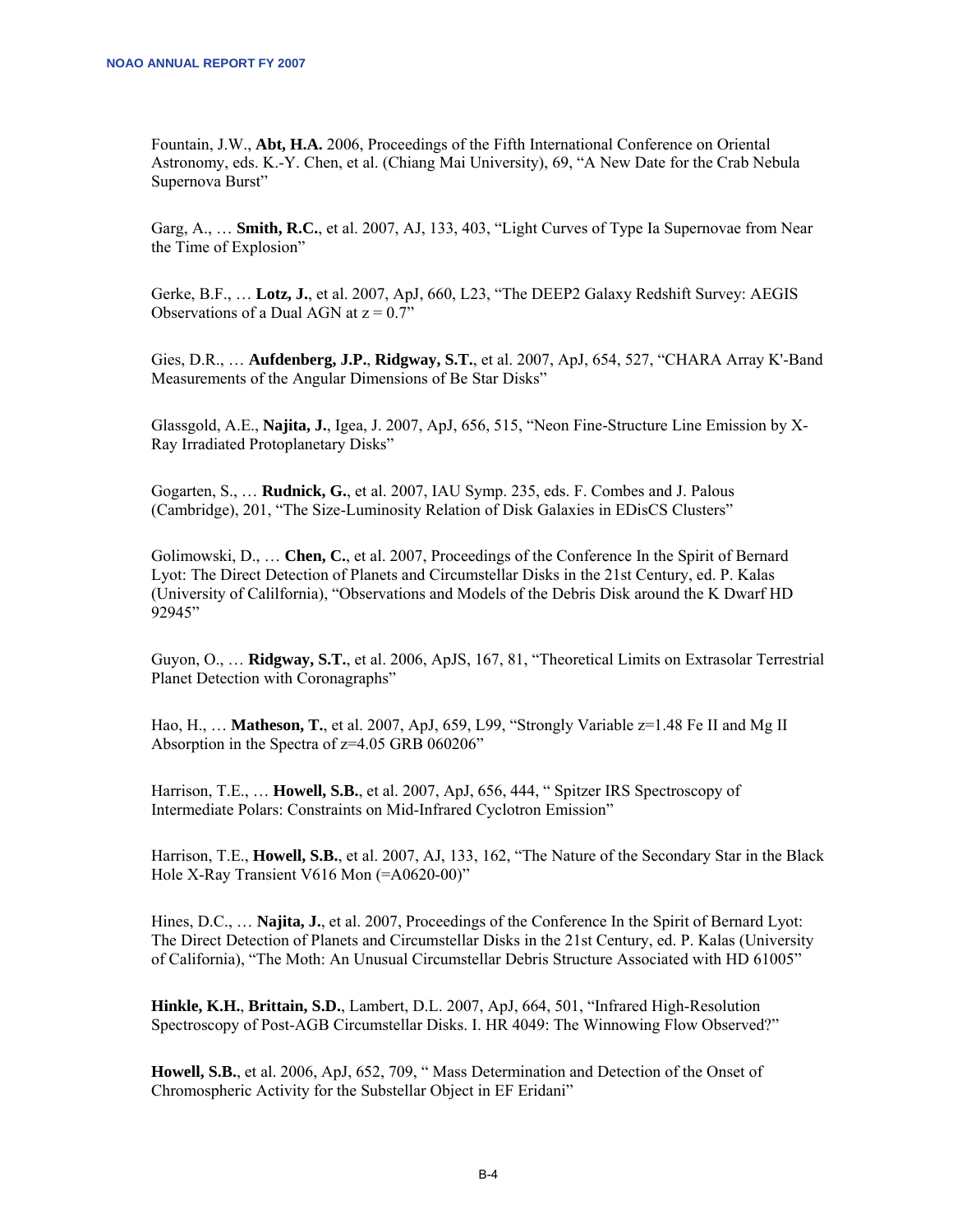Fountain, J.W., **Abt, H.A.** 2006, Proceedings of the Fifth International Conference on Oriental Astronomy, eds. K.-Y. Chen, et al. (Chiang Mai University), 69, "A New Date for the Crab Nebula Supernova Burst"

Garg, A., … **Smith, R.C.**, et al. 2007, AJ, 133, 403, "Light Curves of Type Ia Supernovae from Near the Time of Explosion"

Gerke, B.F., … **Lotz, J.**, et al. 2007, ApJ, 660, L23, "The DEEP2 Galaxy Redshift Survey: AEGIS Observations of a Dual AGN at z = 0.7"

Gies, D.R., … **Aufdenberg, J.P.**, **Ridgway, S.T.**, et al. 2007, ApJ, 654, 527, "CHARA Array K'-Band Measurements of the Angular Dimensions of Be Star Disks"

Glassgold, A.E., **Najita, J.**, Igea, J. 2007, ApJ, 656, 515, "Neon Fine-Structure Line Emission by X-Ray Irradiated Protoplanetary Disks"

Gogarten, S., … **Rudnick, G.**, et al. 2007, IAU Symp. 235, eds. F. Combes and J. Palous (Cambridge), 201, "The Size-Luminosity Relation of Disk Galaxies in EDisCS Clusters"

Golimowski, D., … **Chen, C.**, et al. 2007, Proceedings of the Conference In the Spirit of Bernard Lyot: The Direct Detection of Planets and Circumstellar Disks in the 21st Century, ed. P. Kalas (University of Calilfornia), "Observations and Models of the Debris Disk around the K Dwarf HD 92945"

Guyon, O., … **Ridgway, S.T.**, et al. 2006, ApJS, 167, 81, "Theoretical Limits on Extrasolar Terrestrial Planet Detection with Coronagraphs"

Hao, H., … **Matheson, T.**, et al. 2007, ApJ, 659, L99, "Strongly Variable z=1.48 Fe II and Mg II Absorption in the Spectra of z=4.05 GRB 060206"

Harrison, T.E., … **Howell, S.B.**, et al. 2007, ApJ, 656, 444, " Spitzer IRS Spectroscopy of Intermediate Polars: Constraints on Mid-Infrared Cyclotron Emission"

Harrison, T.E., **Howell, S.B.**, et al. 2007, AJ, 133, 162, "The Nature of the Secondary Star in the Black Hole X-Ray Transient V616 Mon (=A0620-00)"

Hines, D.C., … **Najita, J.**, et al. 2007, Proceedings of the Conference In the Spirit of Bernard Lyot: The Direct Detection of Planets and Circumstellar Disks in the 21st Century, ed. P. Kalas (University of California), "The Moth: An Unusual Circumstellar Debris Structure Associated with HD 61005"

**Hinkle, K.H.**, **Brittain, S.D.**, Lambert, D.L. 2007, ApJ, 664, 501, "Infrared High-Resolution Spectroscopy of Post-AGB Circumstellar Disks. I. HR 4049: The Winnowing Flow Observed?"

**Howell, S.B.**, et al. 2006, ApJ, 652, 709, " Mass Determination and Detection of the Onset of Chromospheric Activity for the Substellar Object in EF Eridani"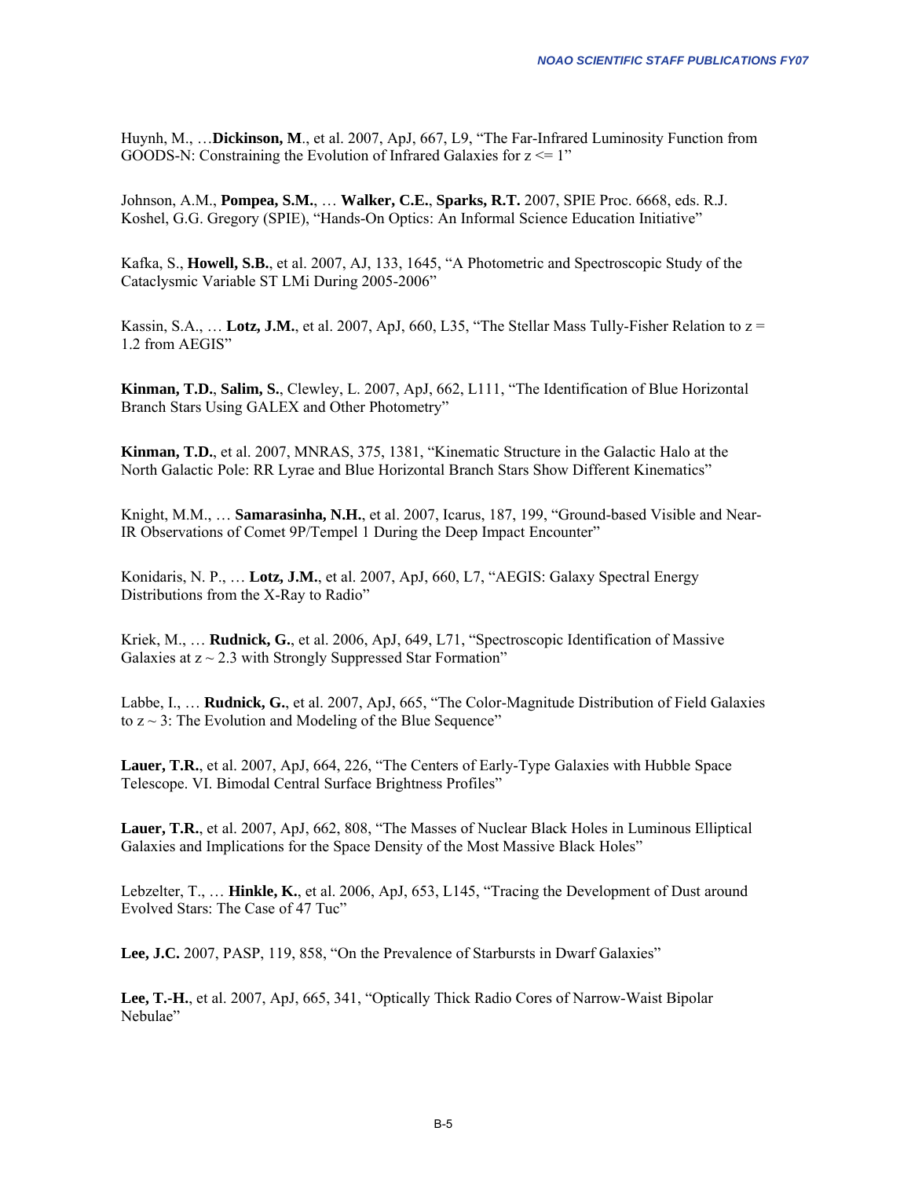Huynh, M., …**Dickinson, M**., et al. 2007, ApJ, 667, L9, "The Far-Infrared Luminosity Function from GOODS-N: Constraining the Evolution of Infrared Galaxies for $z <= 1$"

Johnson, A.M., **Pompea, S.M.**, … **Walker, C.E.**, **Sparks, R.T.** 2007, SPIE Proc. 6668, eds. R.J. Koshel, G.G. Gregory (SPIE), "Hands-On Optics: An Informal Science Education Initiative"

Kafka, S., **Howell, S.B.**, et al. 2007, AJ, 133, 1645, "A Photometric and Spectroscopic Study of the Cataclysmic Variable ST LMi During 2005-2006"

Kassin, S.A., … **Lotz, J.M.**, et al. 2007, ApJ, 660, L35, "The Stellar Mass Tully-Fisher Relation to $z = 1.2$ from AEGIS"

**Kinman, T.D.**, **Salim, S.**, Clewley, L. 2007, ApJ, 662, L111, "The Identification of Blue Horizontal Branch Stars Using GALEX and Other Photometry"

**Kinman, T.D.**, et al. 2007, MNRAS, 375, 1381, "Kinematic Structure in the Galactic Halo at the North Galactic Pole: RR Lyrae and Blue Horizontal Branch Stars Show Different Kinematics"

Knight, M.M., … **Samarasinha, N.H.**, et al. 2007, Icarus, 187, 199, "Ground-based Visible and Near-IR Observations of Comet 9P/Tempel 1 During the Deep Impact Encounter"

Konidaris, N. P., … **Lotz, J.M.**, et al. 2007, ApJ, 660, L7, "AEGIS: Galaxy Spectral Energy Distributions from the X-Ray to Radio"

Kriek, M., … **Rudnick, G.**, et al. 2006, ApJ, 649, L71, "Spectroscopic Identification of Massive Galaxies at $z \sim 2.3$ with Strongly Suppressed Star Formation"

Labbe, I., … **Rudnick, G.**, et al. 2007, ApJ, 665, "The Color-Magnitude Distribution of Field Galaxies to $z \sim 3$: The Evolution and Modeling of the Blue Sequence"

**Lauer, T.R.**, et al. 2007, ApJ, 664, 226, "The Centers of Early-Type Galaxies with Hubble Space Telescope. VI. Bimodal Central Surface Brightness Profiles"

**Lauer, T.R.**, et al. 2007, ApJ, 662, 808, "The Masses of Nuclear Black Holes in Luminous Elliptical Galaxies and Implications for the Space Density of the Most Massive Black Holes"

Lebzelter, T., … **Hinkle, K.**, et al. 2006, ApJ, 653, L145, "Tracing the Development of Dust around Evolved Stars: The Case of 47 Tuc"

**Lee, J.C.** 2007, PASP, 119, 858, "On the Prevalence of Starbursts in Dwarf Galaxies"

**Lee, T.-H.**, et al. 2007, ApJ, 665, 341, "Optically Thick Radio Cores of Narrow-Waist Bipolar Nebulae"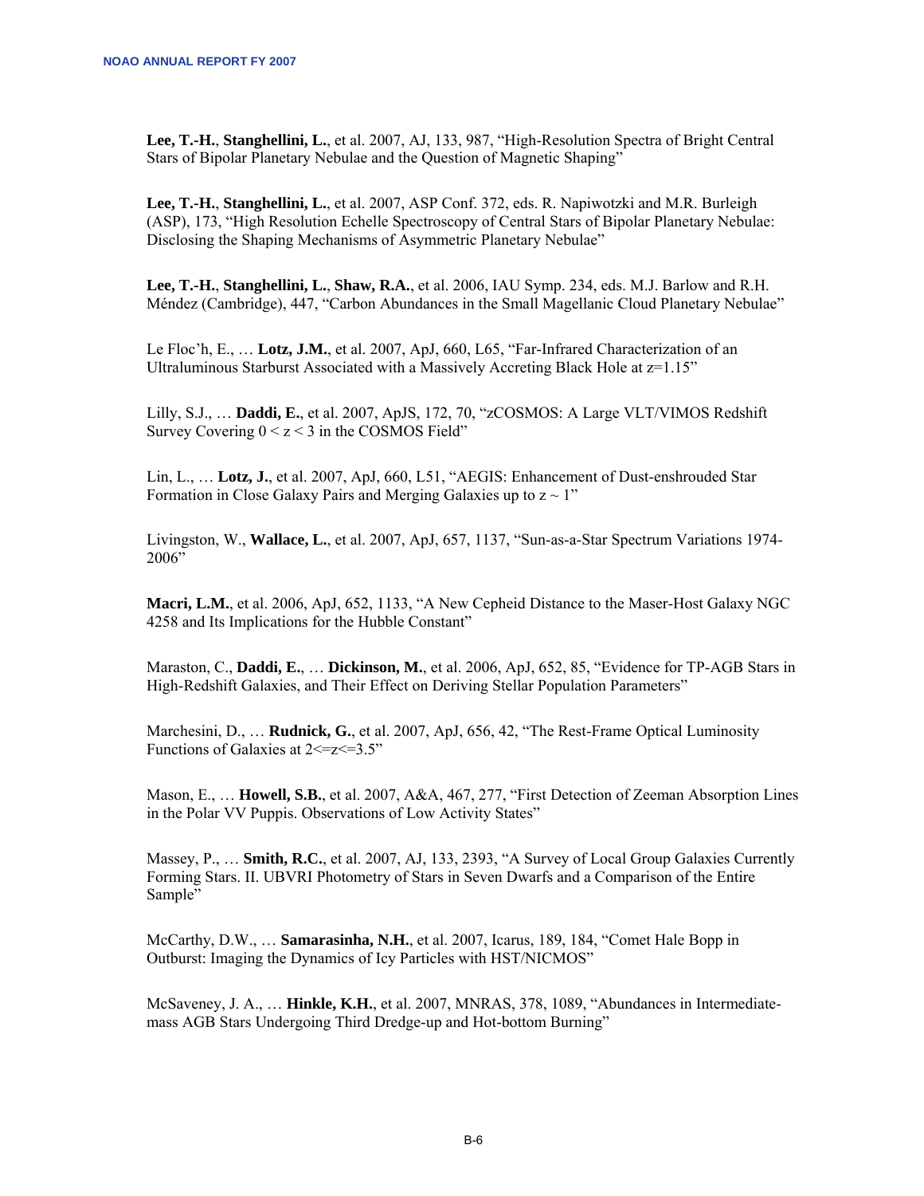**Lee, T.-H.**, **Stanghellini, L.**, et al. 2007, AJ, 133, 987, "High-Resolution Spectra of Bright Central Stars of Bipolar Planetary Nebulae and the Question of Magnetic Shaping"

**Lee, T.-H.**, **Stanghellini, L.**, et al. 2007, ASP Conf. 372, eds. R. Napiwotzki and M.R. Burleigh (ASP), 173, "High Resolution Echelle Spectroscopy of Central Stars of Bipolar Planetary Nebulae: Disclosing the Shaping Mechanisms of Asymmetric Planetary Nebulae"

**Lee, T.-H.**, **Stanghellini, L.**, **Shaw, R.A.**, et al. 2006, IAU Symp. 234, eds. M.J. Barlow and R.H. Méndez (Cambridge), 447, "Carbon Abundances in the Small Magellanic Cloud Planetary Nebulae"

Le Floc'h, E., … **Lotz, J.M.**, et al. 2007, ApJ, 660, L65, "Far-Infrared Characterization of an Ultraluminous Starburst Associated with a Massively Accreting Black Hole at z=1.15"

Lilly, S.J., … **Daddi, E.**, et al. 2007, ApJS, 172, 70, "zCOSMOS: A Large VLT/VIMOS Redshift Survey Covering 0 < z < 3 in the COSMOS Field"

Lin, L., … **Lotz, J.**, et al. 2007, ApJ, 660, L51, "AEGIS: Enhancement of Dust-enshrouded Star Formation in Close Galaxy Pairs and Merging Galaxies up to z ~ 1"

Livingston, W., **Wallace, L.**, et al. 2007, ApJ, 657, 1137, "Sun-as-a-Star Spectrum Variations 1974-2006"

**Macri, L.M.**, et al. 2006, ApJ, 652, 1133, "A New Cepheid Distance to the Maser-Host Galaxy NGC 4258 and Its Implications for the Hubble Constant"

Maraston, C., **Daddi, E.**, … **Dickinson, M.**, et al. 2006, ApJ, 652, 85, "Evidence for TP-AGB Stars in High-Redshift Galaxies, and Their Effect on Deriving Stellar Population Parameters"

Marchesini, D., … **Rudnick, G.**, et al. 2007, ApJ, 656, 42, "The Rest-Frame Optical Luminosity Functions of Galaxies at 2<=z<=3.5"

Mason, E., … **Howell, S.B.**, et al. 2007, A&A, 467, 277, "First Detection of Zeeman Absorption Lines in the Polar VV Puppis. Observations of Low Activity States"

Massey, P., … **Smith, R.C.**, et al. 2007, AJ, 133, 2393, "A Survey of Local Group Galaxies Currently Forming Stars. II. UBVRI Photometry of Stars in Seven Dwarfs and a Comparison of the Entire Sample"

McCarthy, D.W., … **Samarasinha, N.H.**, et al. 2007, Icarus, 189, 184, "Comet Hale Bopp in Outburst: Imaging the Dynamics of Icy Particles with HST/NICMOS"

McSaveney, J. A., … **Hinkle, K.H.**, et al. 2007, MNRAS, 378, 1089, "Abundances in Intermediate-mass AGB Stars Undergoing Third Dredge-up and Hot-bottom Burning"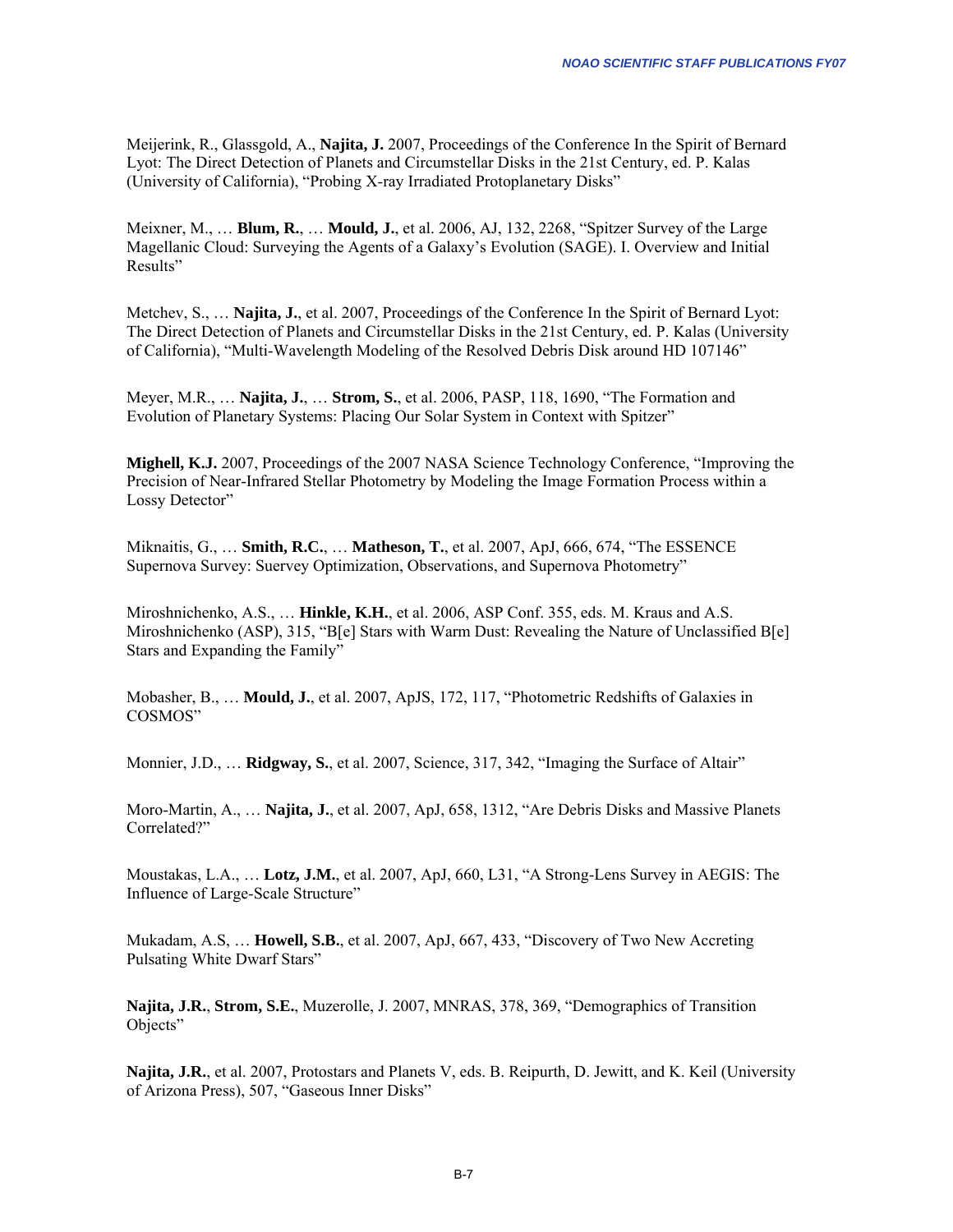Meijerink, R., Glassgold, A., **Najita, J.** 2007, Proceedings of the Conference In the Spirit of Bernard Lyot: The Direct Detection of Planets and Circumstellar Disks in the 21st Century, ed. P. Kalas (University of California), "Probing X-ray Irradiated Protoplanetary Disks"

Meixner, M., … **Blum, R.**, … **Mould, J.**, et al. 2006, AJ, 132, 2268, "Spitzer Survey of the Large Magellanic Cloud: Surveying the Agents of a Galaxy's Evolution (SAGE). I. Overview and Initial Results"

Metchev, S., … **Najita, J.**, et al. 2007, Proceedings of the Conference In the Spirit of Bernard Lyot: The Direct Detection of Planets and Circumstellar Disks in the 21st Century, ed. P. Kalas (University of California), "Multi-Wavelength Modeling of the Resolved Debris Disk around HD 107146"

Meyer, M.R., … **Najita, J.**, … **Strom, S.**, et al. 2006, PASP, 118, 1690, "The Formation and Evolution of Planetary Systems: Placing Our Solar System in Context with Spitzer"

**Mighell, K.J.** 2007, Proceedings of the 2007 NASA Science Technology Conference, "Improving the Precision of Near-Infrared Stellar Photometry by Modeling the Image Formation Process within a Lossy Detector"

Miknaitis, G., … **Smith, R.C.**, … **Matheson, T.**, et al. 2007, ApJ, 666, 674, "The ESSENCE Supernova Survey: Suervey Optimization, Observations, and Supernova Photometry"

Miroshnichenko, A.S., … **Hinkle, K.H.**, et al. 2006, ASP Conf. 355, eds. M. Kraus and A.S. Miroshnichenko (ASP), 315, "B[e] Stars with Warm Dust: Revealing the Nature of Unclassified B[e] Stars and Expanding the Family"

Mobasher, B., … **Mould, J.**, et al. 2007, ApJS, 172, 117, "Photometric Redshifts of Galaxies in COSMOS"

Monnier, J.D., … **Ridgway, S.**, et al. 2007, Science, 317, 342, "Imaging the Surface of Altair"

Moro-Martin, A., … **Najita, J.**, et al. 2007, ApJ, 658, 1312, "Are Debris Disks and Massive Planets Correlated?"

Moustakas, L.A., … **Lotz, J.M.**, et al. 2007, ApJ, 660, L31, "A Strong-Lens Survey in AEGIS: The Influence of Large-Scale Structure"

Mukadam, A.S, … **Howell, S.B.**, et al. 2007, ApJ, 667, 433, "Discovery of Two New Accreting Pulsating White Dwarf Stars"

**Najita, J.R.**, **Strom, S.E.**, Muzerolle, J. 2007, MNRAS, 378, 369, "Demographics of Transition Objects"

**Najita, J.R.**, et al. 2007, Protostars and Planets V, eds. B. Reipurth, D. Jewitt, and K. Keil (University of Arizona Press), 507, "Gaseous Inner Disks"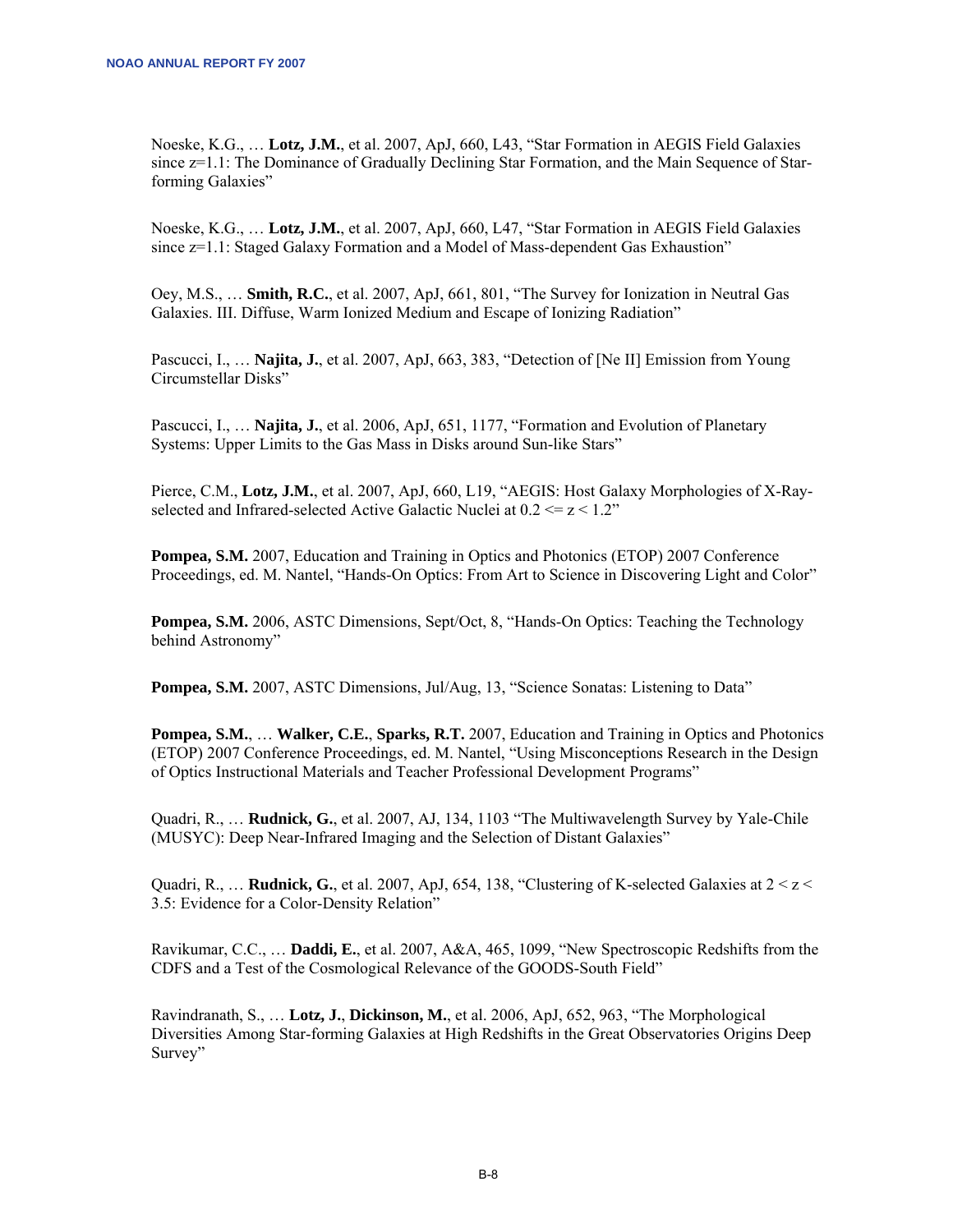Noeske, K.G., … **Lotz, J.M.**, et al. 2007, ApJ, 660, L43, "Star Formation in AEGIS Field Galaxies since z=1.1: The Dominance of Gradually Declining Star Formation, and the Main Sequence of Star-forming Galaxies"

Noeske, K.G., … **Lotz, J.M.**, et al. 2007, ApJ, 660, L47, "Star Formation in AEGIS Field Galaxies since z=1.1: Staged Galaxy Formation and a Model of Mass-dependent Gas Exhaustion"

Oey, M.S., … **Smith, R.C.**, et al. 2007, ApJ, 661, 801, "The Survey for Ionization in Neutral Gas Galaxies. III. Diffuse, Warm Ionized Medium and Escape of Ionizing Radiation"

Pascucci, I., … **Najita, J.**, et al. 2007, ApJ, 663, 383, "Detection of [Ne II] Emission from Young Circumstellar Disks"

Pascucci, I., … **Najita, J.**, et al. 2006, ApJ, 651, 1177, "Formation and Evolution of Planetary Systems: Upper Limits to the Gas Mass in Disks around Sun-like Stars"

Pierce, C.M., **Lotz, J.M.**, et al. 2007, ApJ, 660, L19, "AEGIS: Host Galaxy Morphologies of X-Ray-selected and Infrared-selected Active Galactic Nuclei at 0.2 <= z < 1.2"

**Pompea, S.M.** 2007, Education and Training in Optics and Photonics (ETOP) 2007 Conference Proceedings, ed. M. Nantel, "Hands-On Optics: From Art to Science in Discovering Light and Color"

**Pompea, S.M.** 2006, ASTC Dimensions, Sept/Oct, 8, "Hands-On Optics: Teaching the Technology behind Astronomy"

**Pompea, S.M.** 2007, ASTC Dimensions, Jul/Aug, 13, "Science Sonatas: Listening to Data"

**Pompea, S.M.**, … **Walker, C.E.**, **Sparks, R.T.** 2007, Education and Training in Optics and Photonics (ETOP) 2007 Conference Proceedings, ed. M. Nantel, "Using Misconceptions Research in the Design of Optics Instructional Materials and Teacher Professional Development Programs"

Quadri, R., … **Rudnick, G.**, et al. 2007, AJ, 134, 1103 "The Multiwavelength Survey by Yale-Chile (MUSYC): Deep Near-Infrared Imaging and the Selection of Distant Galaxies"

Quadri, R., … **Rudnick, G.**, et al. 2007, ApJ, 654, 138, "Clustering of K-selected Galaxies at 2 < z < 3.5: Evidence for a Color-Density Relation"

Ravikumar, C.C., … **Daddi, E.**, et al. 2007, A&A, 465, 1099, "New Spectroscopic Redshifts from the CDFS and a Test of the Cosmological Relevance of the GOODS-South Field"

Ravindranath, S., … **Lotz, J.**, **Dickinson, M.**, et al. 2006, ApJ, 652, 963, "The Morphological Diversities Among Star-forming Galaxies at High Redshifts in the Great Observatories Origins Deep Survey"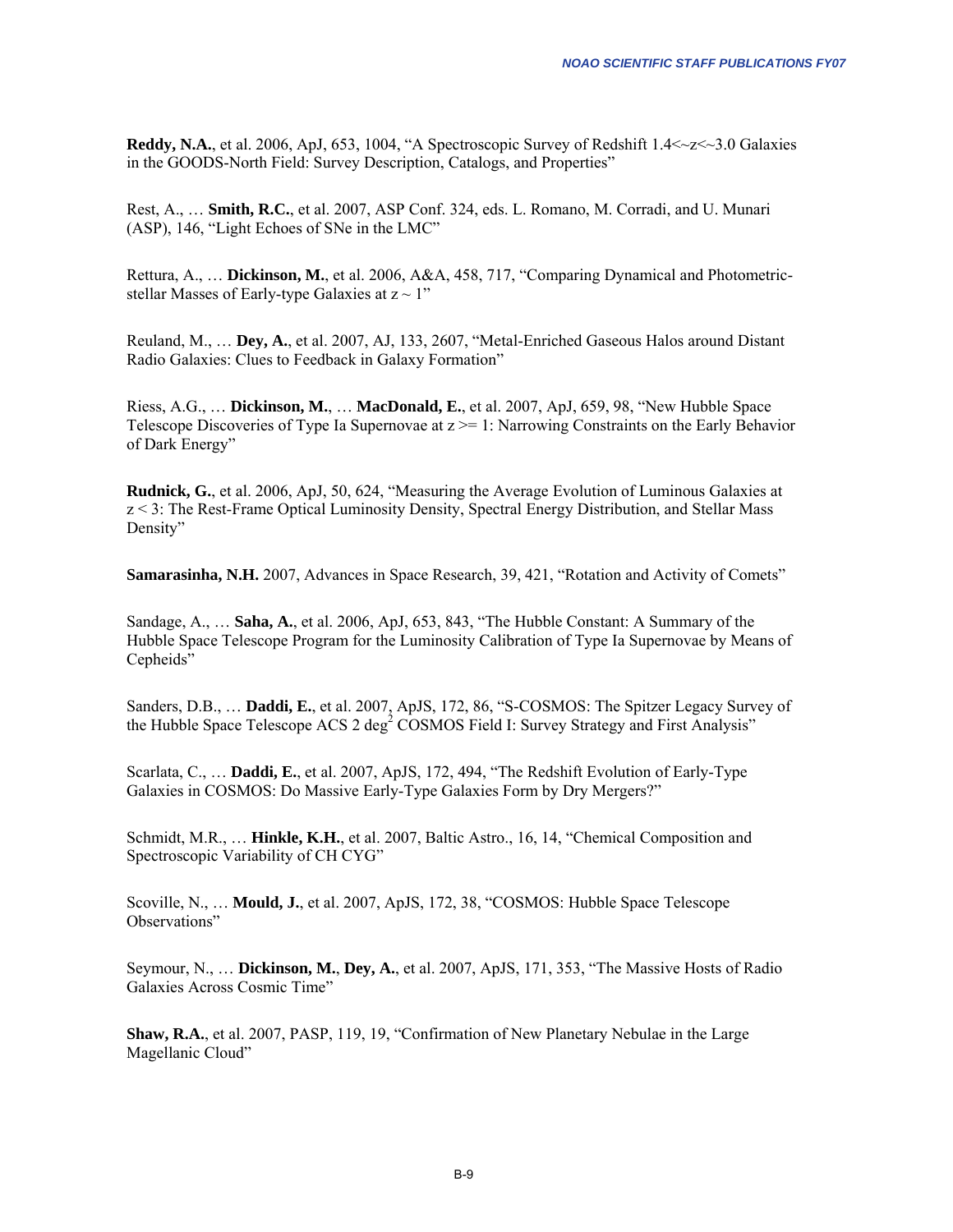**Reddy, N.A.**, et al. 2006, ApJ, 653, 1004, "A Spectroscopic Survey of Redshift 1.4<~z<~3.0 Galaxies in the GOODS-North Field: Survey Description, Catalogs, and Properties"

Rest, A., … **Smith, R.C.**, et al. 2007, ASP Conf. 324, eds. L. Romano, M. Corradi, and U. Munari (ASP), 146, "Light Echoes of SNe in the LMC"

Rettura, A., … **Dickinson, M.**, et al. 2006, A&A, 458, 717, "Comparing Dynamical and Photometric-stellar Masses of Early-type Galaxies at z ~ 1"

Reuland, M., … **Dey, A.**, et al. 2007, AJ, 133, 2607, "Metal-Enriched Gaseous Halos around Distant Radio Galaxies: Clues to Feedback in Galaxy Formation"

Riess, A.G., … **Dickinson, M.**, … **MacDonald, E.**, et al. 2007, ApJ, 659, 98, "New Hubble Space Telescope Discoveries of Type Ia Supernovae at z >= 1: Narrowing Constraints on the Early Behavior of Dark Energy"

**Rudnick, G.**, et al. 2006, ApJ, 50, 624, "Measuring the Average Evolution of Luminous Galaxies at z < 3: The Rest-Frame Optical Luminosity Density, Spectral Energy Distribution, and Stellar Mass Density"

**Samarasinha, N.H.** 2007, Advances in Space Research, 39, 421, "Rotation and Activity of Comets"

Sandage, A., … **Saha, A.**, et al. 2006, ApJ, 653, 843, "The Hubble Constant: A Summary of the Hubble Space Telescope Program for the Luminosity Calibration of Type Ia Supernovae by Means of Cepheids"

Sanders, D.B., … **Daddi, E.**, et al. 2007, ApJS, 172, 86, "S-COSMOS: The Spitzer Legacy Survey of the Hubble Space Telescope ACS 2 deg$^2$ COSMOS Field I: Survey Strategy and First Analysis"

Scarlata, C., … **Daddi, E.**, et al. 2007, ApJS, 172, 494, "The Redshift Evolution of Early-Type Galaxies in COSMOS: Do Massive Early-Type Galaxies Form by Dry Mergers?"

Schmidt, M.R., … **Hinkle, K.H.**, et al. 2007, Baltic Astro., 16, 14, "Chemical Composition and Spectroscopic Variability of CH CYG"

Scoville, N., … **Mould, J.**, et al. 2007, ApJS, 172, 38, "COSMOS: Hubble Space Telescope Observations"

Seymour, N., … **Dickinson, M.**, **Dey, A.**, et al. 2007, ApJS, 171, 353, "The Massive Hosts of Radio Galaxies Across Cosmic Time"

**Shaw, R.A.**, et al. 2007, PASP, 119, 19, "Confirmation of New Planetary Nebulae in the Large Magellanic Cloud"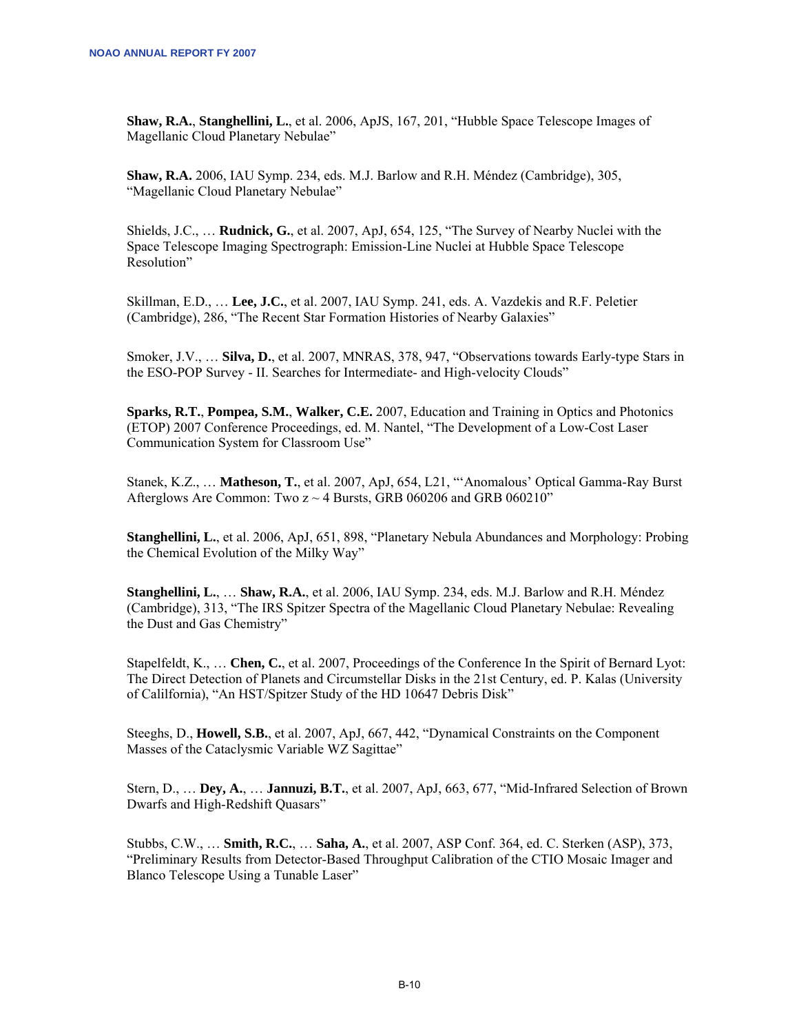**Shaw, R.A.**, **Stanghellini, L.**, et al. 2006, ApJS, 167, 201, "Hubble Space Telescope Images of Magellanic Cloud Planetary Nebulae"

**Shaw, R.A.** 2006, IAU Symp. 234, eds. M.J. Barlow and R.H. Méndez (Cambridge), 305, "Magellanic Cloud Planetary Nebulae"

Shields, J.C., … **Rudnick, G.**, et al. 2007, ApJ, 654, 125, "The Survey of Nearby Nuclei with the Space Telescope Imaging Spectrograph: Emission-Line Nuclei at Hubble Space Telescope Resolution"

Skillman, E.D., … **Lee, J.C.**, et al. 2007, IAU Symp. 241, eds. A. Vazdekis and R.F. Peletier (Cambridge), 286, "The Recent Star Formation Histories of Nearby Galaxies"

Smoker, J.V., … **Silva, D.**, et al. 2007, MNRAS, 378, 947, "Observations towards Early-type Stars in the ESO-POP Survey - II. Searches for Intermediate- and High-velocity Clouds"

**Sparks, R.T.**, **Pompea, S.M.**, **Walker, C.E.** 2007, Education and Training in Optics and Photonics (ETOP) 2007 Conference Proceedings, ed. M. Nantel, "The Development of a Low-Cost Laser Communication System for Classroom Use"

Stanek, K.Z., … **Matheson, T.**, et al. 2007, ApJ, 654, L21, "'Anomalous' Optical Gamma-Ray Burst Afterglows Are Common: Two z ~ 4 Bursts, GRB 060206 and GRB 060210"

**Stanghellini, L.**, et al. 2006, ApJ, 651, 898, "Planetary Nebula Abundances and Morphology: Probing the Chemical Evolution of the Milky Way"

**Stanghellini, L.**, … **Shaw, R.A.**, et al. 2006, IAU Symp. 234, eds. M.J. Barlow and R.H. Méndez (Cambridge), 313, "The IRS Spitzer Spectra of the Magellanic Cloud Planetary Nebulae: Revealing the Dust and Gas Chemistry"

Stapelfeldt, K., … **Chen, C.**, et al. 2007, Proceedings of the Conference In the Spirit of Bernard Lyot: The Direct Detection of Planets and Circumstellar Disks in the 21st Century, ed. P. Kalas (University of Calilfornia), "An HST/Spitzer Study of the HD 10647 Debris Disk"

Steeghs, D., **Howell, S.B.**, et al. 2007, ApJ, 667, 442, "Dynamical Constraints on the Component Masses of the Cataclysmic Variable WZ Sagittae"

Stern, D., … **Dey, A.**, … **Jannuzi, B.T.**, et al. 2007, ApJ, 663, 677, "Mid-Infrared Selection of Brown Dwarfs and High-Redshift Quasars"

Stubbs, C.W., … **Smith, R.C.**, … **Saha, A.**, et al. 2007, ASP Conf. 364, ed. C. Sterken (ASP), 373, "Preliminary Results from Detector-Based Throughput Calibration of the CTIO Mosaic Imager and Blanco Telescope Using a Tunable Laser"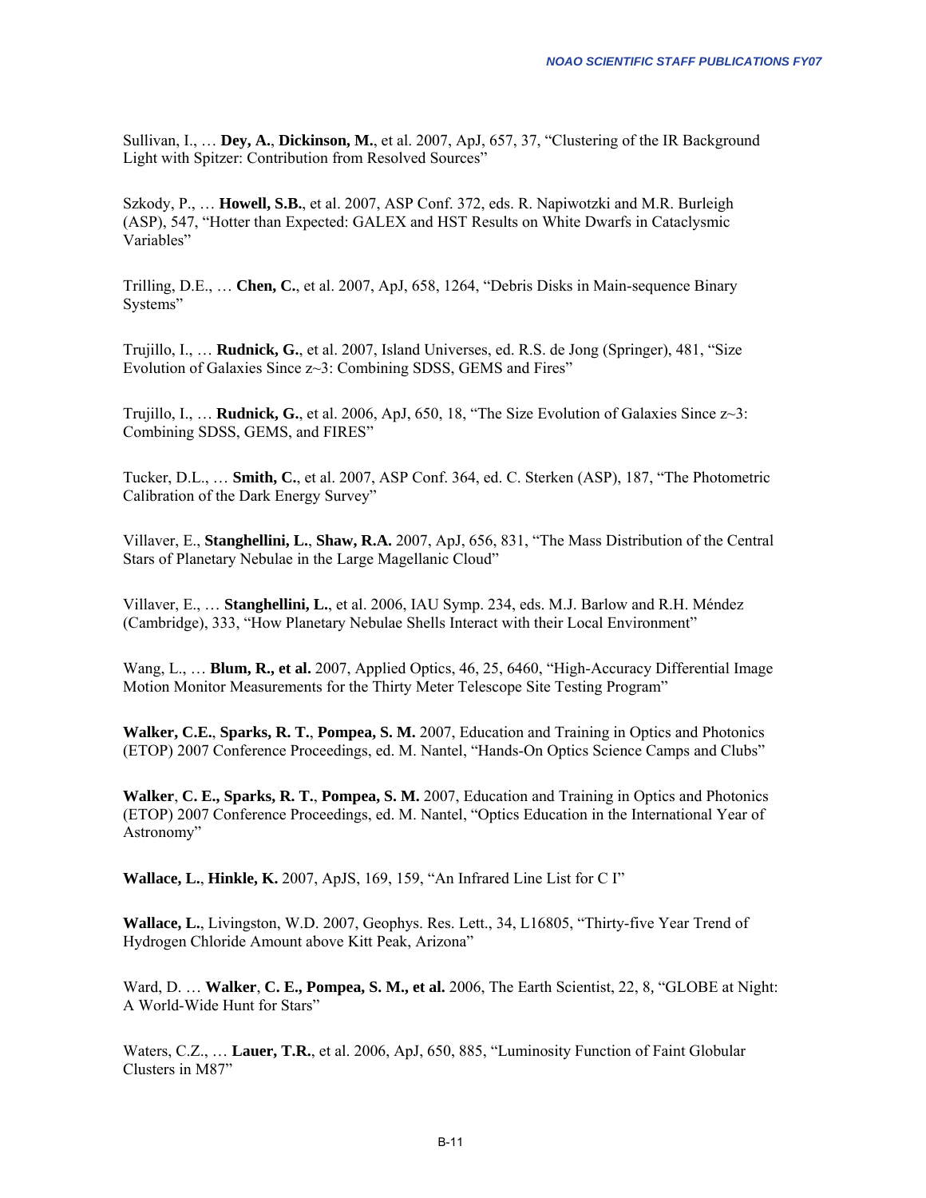Sullivan, I., … **Dey, A.**, **Dickinson, M.**, et al. 2007, ApJ, 657, 37, "Clustering of the IR Background Light with Spitzer: Contribution from Resolved Sources"

Szkody, P., … **Howell, S.B.**, et al. 2007, ASP Conf. 372, eds. R. Napiwotzki and M.R. Burleigh (ASP), 547, "Hotter than Expected: GALEX and HST Results on White Dwarfs in Cataclysmic Variables"

Trilling, D.E., … **Chen, C.**, et al. 2007, ApJ, 658, 1264, "Debris Disks in Main-sequence Binary Systems"

Trujillo, I., … **Rudnick, G.**, et al. 2007, Island Universes, ed. R.S. de Jong (Springer), 481, "Size Evolution of Galaxies Since z~3: Combining SDSS, GEMS and Fires"

Trujillo, I., … **Rudnick, G.**, et al. 2006, ApJ, 650, 18, "The Size Evolution of Galaxies Since z~3: Combining SDSS, GEMS, and FIRES"

Tucker, D.L., … **Smith, C.**, et al. 2007, ASP Conf. 364, ed. C. Sterken (ASP), 187, "The Photometric Calibration of the Dark Energy Survey"

Villaver, E., **Stanghellini, L.**, **Shaw, R.A.** 2007, ApJ, 656, 831, "The Mass Distribution of the Central Stars of Planetary Nebulae in the Large Magellanic Cloud"

Villaver, E., … **Stanghellini, L.**, et al. 2006, IAU Symp. 234, eds. M.J. Barlow and R.H. Méndez (Cambridge), 333, "How Planetary Nebulae Shells Interact with their Local Environment"

Wang, L., … **Blum, R., et al.** 2007, Applied Optics, 46, 25, 6460, "High-Accuracy Differential Image Motion Monitor Measurements for the Thirty Meter Telescope Site Testing Program"

**Walker, C.E.**, **Sparks, R. T.**, **Pompea, S. M.** 2007, Education and Training in Optics and Photonics (ETOP) 2007 Conference Proceedings, ed. M. Nantel, "Hands-On Optics Science Camps and Clubs"

**Walker**, **C. E., Sparks, R. T.**, **Pompea, S. M.** 2007, Education and Training in Optics and Photonics (ETOP) 2007 Conference Proceedings, ed. M. Nantel, "Optics Education in the International Year of Astronomy"

**Wallace, L.**, **Hinkle, K.** 2007, ApJS, 169, 159, "An Infrared Line List for C I"

**Wallace, L.**, Livingston, W.D. 2007, Geophys. Res. Lett., 34, L16805, "Thirty-five Year Trend of Hydrogen Chloride Amount above Kitt Peak, Arizona"

Ward, D. … **Walker**, **C. E., Pompea, S. M., et al.** 2006, The Earth Scientist, 22, 8, "GLOBE at Night: A World-Wide Hunt for Stars"

Waters, C.Z., … **Lauer, T.R.**, et al. 2006, ApJ, 650, 885, "Luminosity Function of Faint Globular Clusters in M87"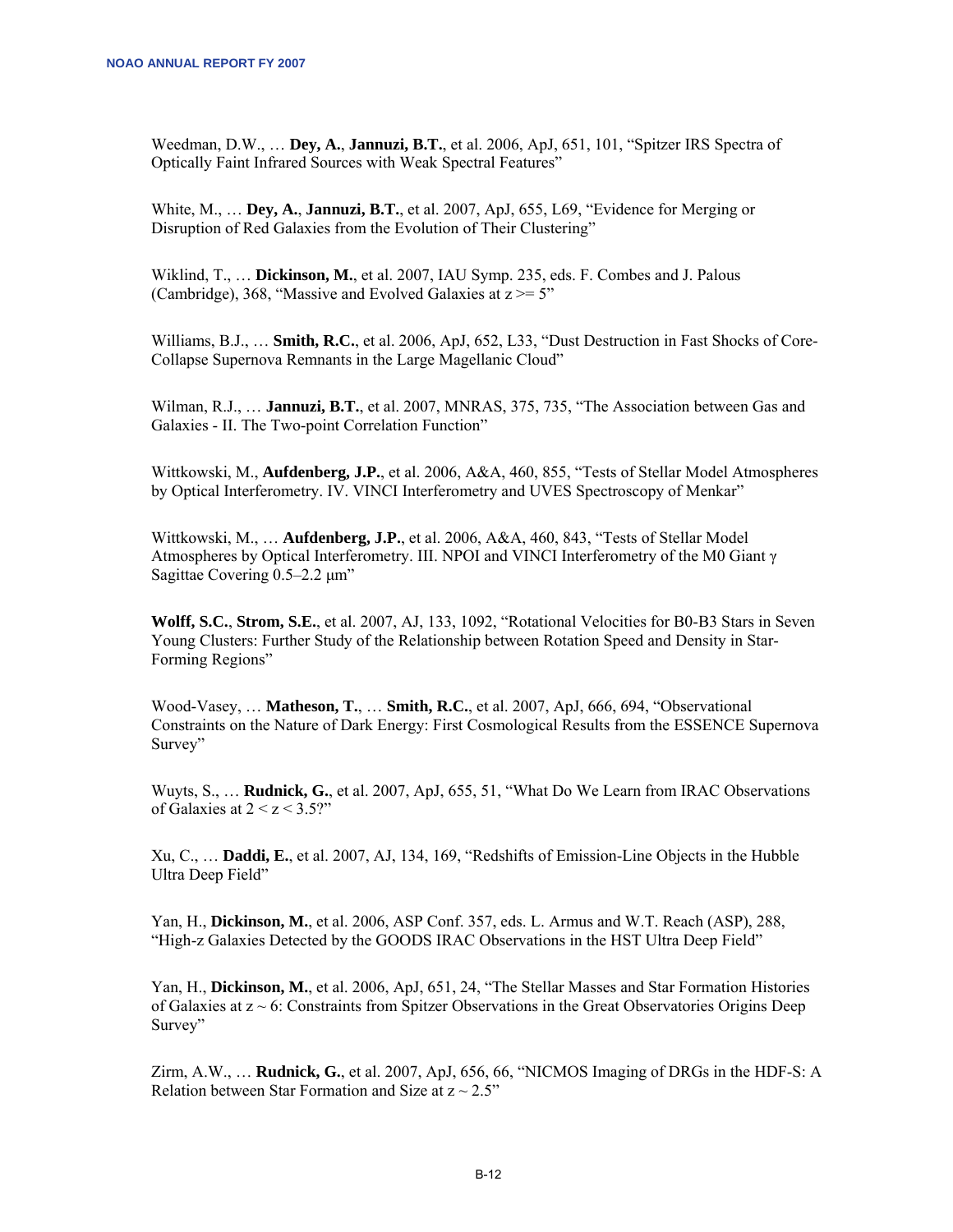Weedman, D.W., … **Dey, A.**, **Jannuzi, B.T.**, et al. 2006, ApJ, 651, 101, "Spitzer IRS Spectra of Optically Faint Infrared Sources with Weak Spectral Features"

White, M., … **Dey, A.**, **Jannuzi, B.T.**, et al. 2007, ApJ, 655, L69, "Evidence for Merging or Disruption of Red Galaxies from the Evolution of Their Clustering"

Wiklind, T., … **Dickinson, M.**, et al. 2007, IAU Symp. 235, eds. F. Combes and J. Palous (Cambridge), 368, "Massive and Evolved Galaxies at $z \geq 5$"

Williams, B.J., … **Smith, R.C.**, et al. 2006, ApJ, 652, L33, "Dust Destruction in Fast Shocks of Core-Collapse Supernova Remnants in the Large Magellanic Cloud"

Wilman, R.J., … **Jannuzi, B.T.**, et al. 2007, MNRAS, 375, 735, "The Association between Gas and Galaxies - II. The Two-point Correlation Function"

Wittkowski, M., **Aufdenberg, J.P.**, et al. 2006, A&A, 460, 855, "Tests of Stellar Model Atmospheres by Optical Interferometry. IV. VINCI Interferometry and UVES Spectroscopy of Menkar"

Wittkowski, M., … **Aufdenberg, J.P.**, et al. 2006, A&A, 460, 843, "Tests of Stellar Model Atmospheres by Optical Interferometry. III. NPOI and VINCI Interferometry of the M0 Giant γ Sagittae Covering 0.5–2.2 μm"

**Wolff, S.C.**, **Strom, S.E.**, et al. 2007, AJ, 133, 1092, "Rotational Velocities for B0-B3 Stars in Seven Young Clusters: Further Study of the Relationship between Rotation Speed and Density in Star-Forming Regions"

Wood-Vasey, … **Matheson, T.**, … **Smith, R.C.**, et al. 2007, ApJ, 666, 694, "Observational Constraints on the Nature of Dark Energy: First Cosmological Results from the ESSENCE Supernova Survey"

Wuyts, S., … **Rudnick, G.**, et al. 2007, ApJ, 655, 51, "What Do We Learn from IRAC Observations of Galaxies at $2 < z < 3.5$?"

Xu, C., … **Daddi, E.**, et al. 2007, AJ, 134, 169, "Redshifts of Emission-Line Objects in the Hubble Ultra Deep Field"

Yan, H., **Dickinson, M.**, et al. 2006, ASP Conf. 357, eds. L. Armus and W.T. Reach (ASP), 288, "High-z Galaxies Detected by the GOODS IRAC Observations in the HST Ultra Deep Field"

Yan, H., **Dickinson, M.**, et al. 2006, ApJ, 651, 24, "The Stellar Masses and Star Formation Histories of Galaxies at $z \sim 6$: Constraints from Spitzer Observations in the Great Observatories Origins Deep Survey"

Zirm, A.W., … **Rudnick, G.**, et al. 2007, ApJ, 656, 66, "NICMOS Imaging of DRGs in the HDF-S: A Relation between Star Formation and Size at $z \sim 2.5$"